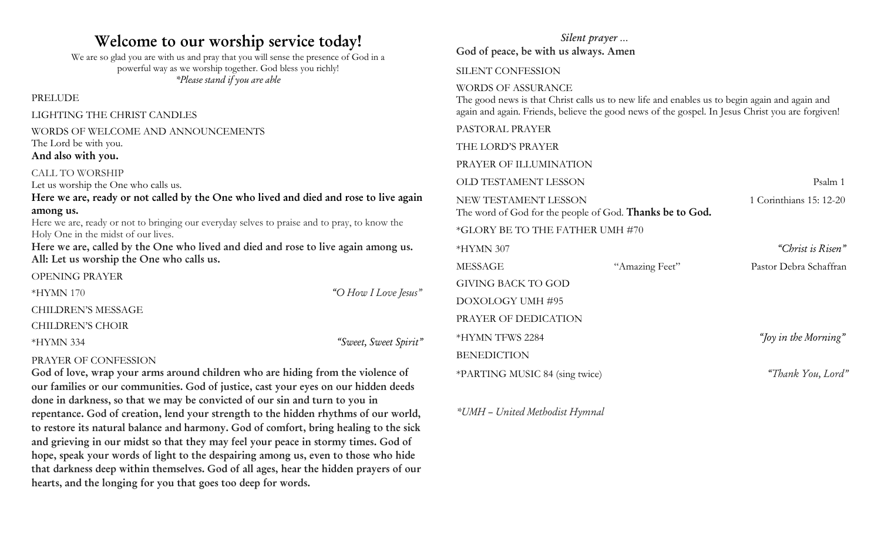# Welcome to our worship service today!

We are so glad you are with us and pray that you will sense the presence of God in a powerful way as we worship together. God bless you richly!

*\*Please stand if you are able*

PRELUDE

LIGHTING THE CHRIST CANDLES

WORDS OF WELCOME AND ANNOUNCEMENTS

The Lord be with you.

**And also with you.**

CALL TO WORSHIP

Let us worship the One who calls us.

**Here we are, ready or not called by the One who lived and died and rose to live again among us.**

Here we are, ready or not to bringing our everyday selves to praise and to pray, to know the Holy One in the midst of our lives.

**Here we are, called by the One who lived and died and rose to live again among us.**

**All: Let us worship the One who calls us.**

OPENING PRAYER

*HYMN 170 — *"O How I Love Jesus"*

CHILDREN'S MESSAGE

CHILDREN'S CHOIR

*HYMN 334 — *"Sweet, Sweet Spirit"*

PRAYER OF CONFESSION

**God of love, wrap your arms around children who are hiding from the violence of our families or our communities. God of justice, cast your eyes on our hidden deeds done in darkness, so that we may be convicted of our sin and turn to you in repentance. God of creation, lend your strength to the hidden rhythms of our world, to restore its natural balance and harmony. God of comfort, bring healing to the sick and grieving in our midst so that they may feel your peace in stormy times. God of hope, speak your words of light to the despairing among us, even to those who hide that darkness deep within themselves. God of all ages, hear the hidden prayers of our hearts, and the longing for you that goes too deep for words.**

*Silent prayer …*

**God of peace, be with us always. Amen**

SILENT CONFESSION

WORDS OF ASSURANCE

The good news is that Christ calls us to new life and enables us to begin again and again and again and again and again. Friends, believe the good news of the gospel. In Jesus Christ you are forgiven!

PASTORAL PRAYER

THE LORD'S PRAYER

PRAYER OF ILLUMINATION

OLD TESTAMENT LESSON — Psalm 1

NEW TESTAMENT LESSON — 1 Corinthians 15: 12-20

The word of God for the people of God. **Thanks be to God.**

*GLORY BE TO THE FATHER UMH #70

*HYMN 307 — *"Christ is Risen"*

MESSAGE — "Amazing Feet" — Pastor Debra Schaffran

GIVING BACK TO GOD

DOXOLOGY UMH #95

PRAYER OF DEDICATION

*HYMN TFWS 2284 — *"Joy in the Morning"*

BENEDICTION

*PARTING MUSIC 84 (sing twice) — *"Thank You, Lord"*

*\*UMH – United Methodist Hymnal*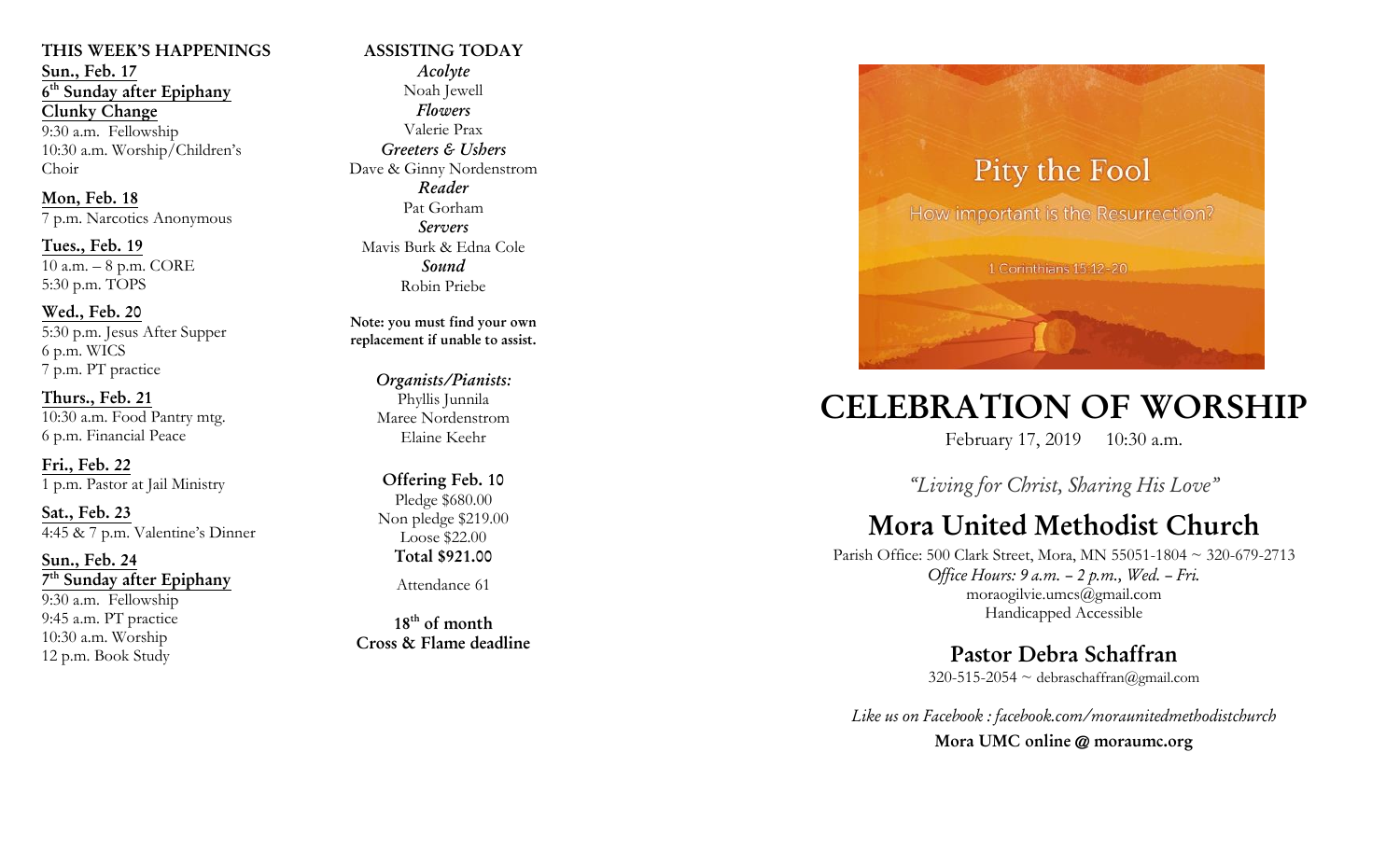## THIS WEEK'S HAPPENINGS

**Sun., Feb. 17**
**6th Sunday after Epiphany**
**Clunky Change**
9:30 a.m. Fellowship
10:30 a.m. Worship/Children's Choir

**Mon, Feb. 18**
7 p.m. Narcotics Anonymous

**Tues., Feb. 19**
10 a.m. – 8 p.m. CORE
5:30 p.m. TOPS

**Wed., Feb. 20**
5:30 p.m. Jesus After Supper
6 p.m. WICS
7 p.m. PT practice

**Thurs., Feb. 21**
10:30 a.m. Food Pantry mtg.
6 p.m. Financial Peace

**Fri., Feb. 22**
1 p.m. Pastor at Jail Ministry

**Sat., Feb. 23**
4:45 & 7 p.m. Valentine's Dinner

**Sun., Feb. 24**
**7th Sunday after Epiphany**
9:30 a.m. Fellowship
9:45 a.m. PT practice
10:30 a.m. Worship
12 p.m. Book Study

## ASSISTING TODAY

*Acolyte*
Noah Jewell

*Flowers*
Valerie Prax

*Greeters & Ushers*
Dave & Ginny Nordenstrom

*Reader*
Pat Gorham

*Servers*
Mavis Burk & Edna Cole

*Sound*
Robin Priebe

**Note: you must find your own replacement if unable to assist.**

*Organists/Pianists:*
Phyllis Junnila
Maree Nordenstrom
Elaine Keehr

**Offering Feb. 10**
Pledge $680.00
Non pledge $219.00
Loose $22.00
**Total $921.00**

Attendance 61

**18th of month Cross & Flame deadline**

Pity the Fool
How important is the Resurrection?
1 Corinthians 15:12-20

# CELEBRATION OF WORSHIP

February 17, 2019 10:30 a.m.

*"Living for Christ, Sharing His Love"*

# Mora United Methodist Church

Parish Office: 500 Clark Street, Mora, MN 55051-1804 ~ 320-679-2713
*Office Hours: 9 a.m. – 2 p.m., Wed. – Fri.*
moraogilvie.umcs@gmail.com
Handicapped Accessible

## Pastor Debra Schaffran

320-515-2054 ~ debraschaffran@gmail.com

*Like us on Facebook : facebook.com/moraunitedmethodistchurch*

**Mora UMC online @ moraumc.org**